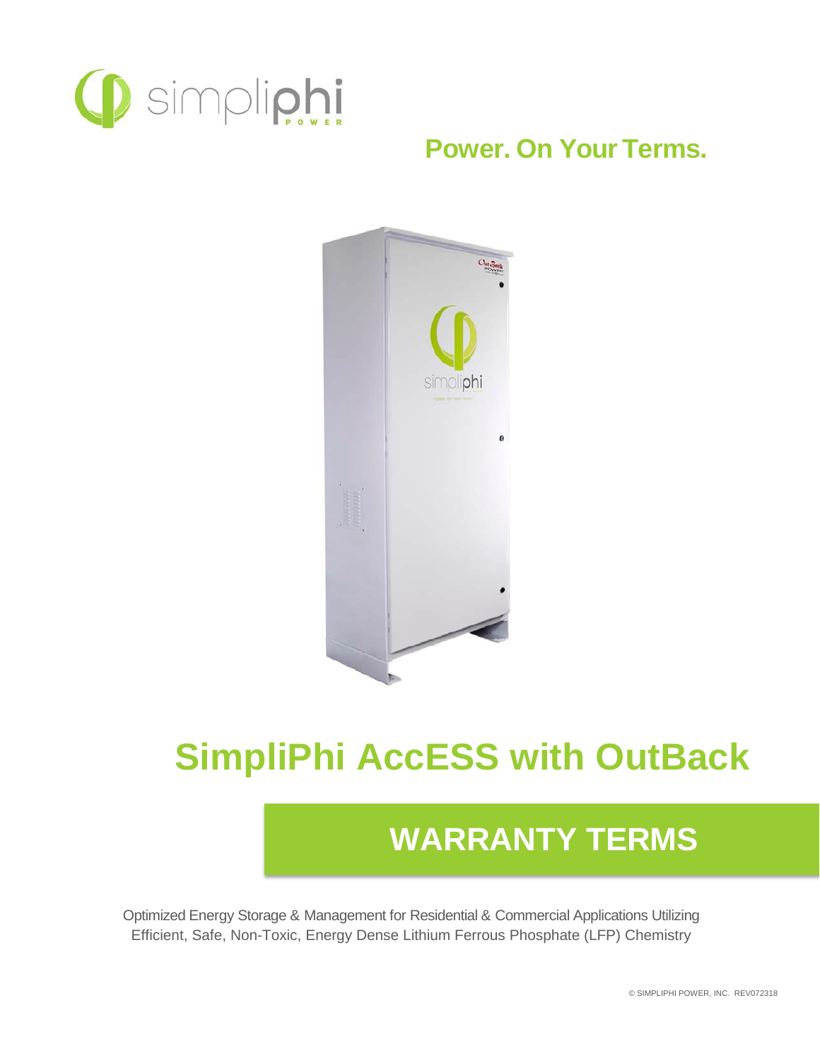simpliphi POWER

## Power. On Your Terms.

# SimpliPhi AccESS with OutBack

## WARRANTY TERMS

Optimized Energy Storage & Management for Residential & Commercial Applications Utilizing Efficient, Safe, Non-Toxic, Energy Dense Lithium Ferrous Phosphate (LFP) Chemistry

© SIMPLIPHI POWER, INC. REV072318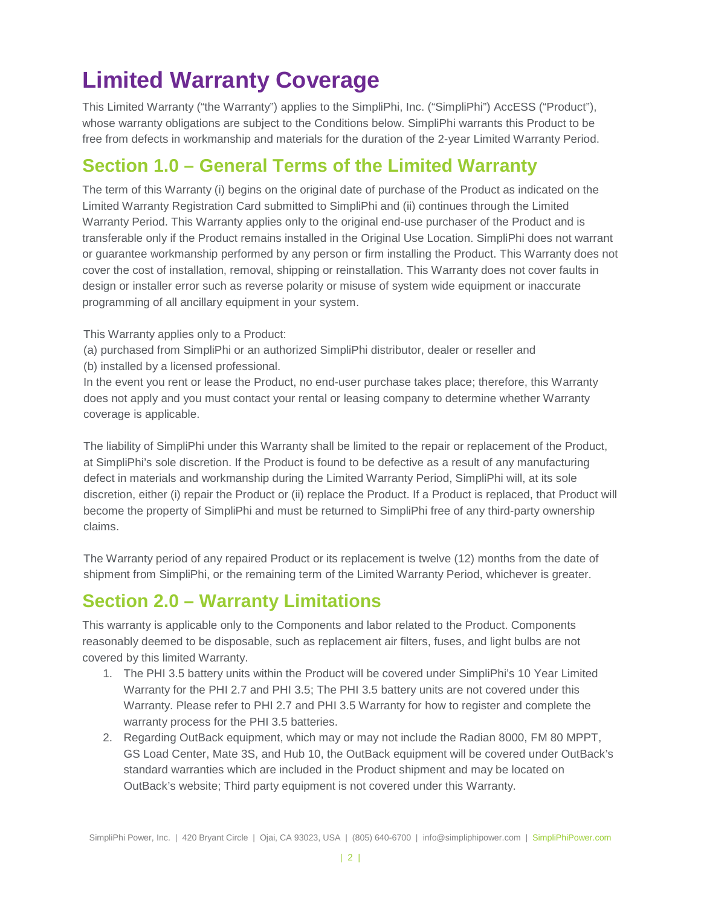# Limited Warranty Coverage

This Limited Warranty ("the Warranty") applies to the SimpliPhi, Inc. ("SimpliPhi") AccESS ("Product"), whose warranty obligations are subject to the Conditions below. SimpliPhi warrants this Product to be free from defects in workmanship and materials for the duration of the 2-year Limited Warranty Period.

## Section 1.0 – General Terms of the Limited Warranty

The term of this Warranty (i) begins on the original date of purchase of the Product as indicated on the Limited Warranty Registration Card submitted to SimpliPhi and (ii) continues through the Limited Warranty Period. This Warranty applies only to the original end-use purchaser of the Product and is transferable only if the Product remains installed in the Original Use Location. SimpliPhi does not warrant or guarantee workmanship performed by any person or firm installing the Product. This Warranty does not cover the cost of installation, removal, shipping or reinstallation. This Warranty does not cover faults in design or installer error such as reverse polarity or misuse of system wide equipment or inaccurate programming of all ancillary equipment in your system.

This Warranty applies only to a Product:
(a) purchased from SimpliPhi or an authorized SimpliPhi distributor, dealer or reseller and
(b) installed by a licensed professional.
In the event you rent or lease the Product, no end-user purchase takes place; therefore, this Warranty does not apply and you must contact your rental or leasing company to determine whether Warranty coverage is applicable.

The liability of SimpliPhi under this Warranty shall be limited to the repair or replacement of the Product, at SimpliPhi's sole discretion. If the Product is found to be defective as a result of any manufacturing defect in materials and workmanship during the Limited Warranty Period, SimpliPhi will, at its sole discretion, either (i) repair the Product or (ii) replace the Product. If a Product is replaced, that Product will become the property of SimpliPhi and must be returned to SimpliPhi free of any third-party ownership claims.

The Warranty period of any repaired Product or its replacement is twelve (12) months from the date of shipment from SimpliPhi, or the remaining term of the Limited Warranty Period, whichever is greater.

## Section 2.0 – Warranty Limitations

This warranty is applicable only to the Components and labor related to the Product. Components reasonably deemed to be disposable, such as replacement air filters, fuses, and light bulbs are not covered by this limited Warranty.

1. The PHI 3.5 battery units within the Product will be covered under SimpliPhi's 10 Year Limited Warranty for the PHI 2.7 and PHI 3.5; The PHI 3.5 battery units are not covered under this Warranty. Please refer to PHI 2.7 and PHI 3.5 Warranty for how to register and complete the warranty process for the PHI 3.5 batteries.
2. Regarding OutBack equipment, which may or may not include the Radian 8000, FM 80 MPPT, GS Load Center, Mate 3S, and Hub 10, the OutBack equipment will be covered under OutBack's standard warranties which are included in the Product shipment and may be located on OutBack's website; Third party equipment is not covered under this Warranty.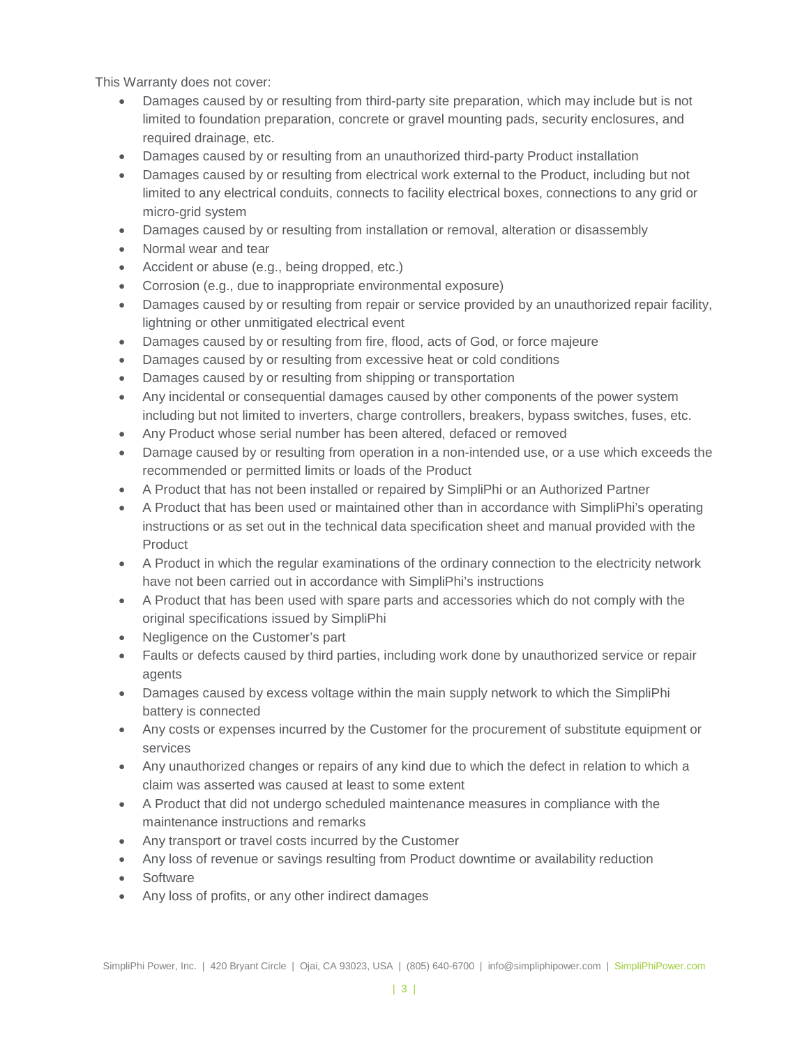This Warranty does not cover:

- Damages caused by or resulting from third-party site preparation, which may include but is not limited to foundation preparation, concrete or gravel mounting pads, security enclosures, and required drainage, etc.
- Damages caused by or resulting from an unauthorized third-party Product installation
- Damages caused by or resulting from electrical work external to the Product, including but not limited to any electrical conduits, connects to facility electrical boxes, connections to any grid or micro-grid system
- Damages caused by or resulting from installation or removal, alteration or disassembly
- Normal wear and tear
- Accident or abuse (e.g., being dropped, etc.)
- Corrosion (e.g., due to inappropriate environmental exposure)
- Damages caused by or resulting from repair or service provided by an unauthorized repair facility, lightning or other unmitigated electrical event
- Damages caused by or resulting from fire, flood, acts of God, or force majeure
- Damages caused by or resulting from excessive heat or cold conditions
- Damages caused by or resulting from shipping or transportation
- Any incidental or consequential damages caused by other components of the power system including but not limited to inverters, charge controllers, breakers, bypass switches, fuses, etc.
- Any Product whose serial number has been altered, defaced or removed
- Damage caused by or resulting from operation in a non-intended use, or a use which exceeds the recommended or permitted limits or loads of the Product
- A Product that has not been installed or repaired by SimpliPhi or an Authorized Partner
- A Product that has been used or maintained other than in accordance with SimpliPhi's operating instructions or as set out in the technical data specification sheet and manual provided with the Product
- A Product in which the regular examinations of the ordinary connection to the electricity network have not been carried out in accordance with SimpliPhi's instructions
- A Product that has been used with spare parts and accessories which do not comply with the original specifications issued by SimpliPhi
- Negligence on the Customer's part
- Faults or defects caused by third parties, including work done by unauthorized service or repair agents
- Damages caused by excess voltage within the main supply network to which the SimpliPhi battery is connected
- Any costs or expenses incurred by the Customer for the procurement of substitute equipment or services
- Any unauthorized changes or repairs of any kind due to which the defect in relation to which a claim was asserted was caused at least to some extent
- A Product that did not undergo scheduled maintenance measures in compliance with the maintenance instructions and remarks
- Any transport or travel costs incurred by the Customer
- Any loss of revenue or savings resulting from Product downtime or availability reduction
- Software
- Any loss of profits, or any other indirect damages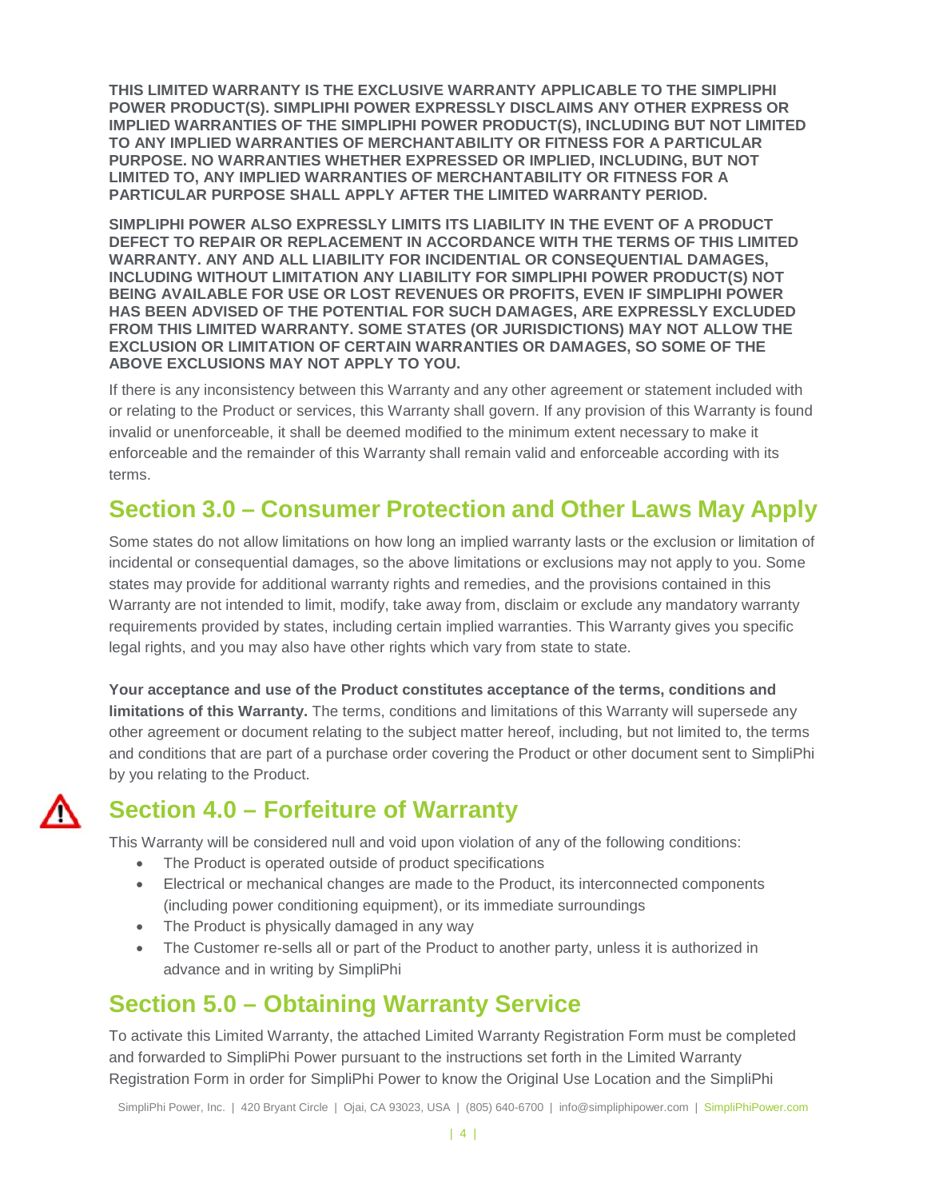**THIS LIMITED WARRANTY IS THE EXCLUSIVE WARRANTY APPLICABLE TO THE SIMPLIPHI POWER PRODUCT(S). SIMPLIPHI POWER EXPRESSLY DISCLAIMS ANY OTHER EXPRESS OR IMPLIED WARRANTIES OF THE SIMPLIPHI POWER PRODUCT(S), INCLUDING BUT NOT LIMITED TO ANY IMPLIED WARRANTIES OF MERCHANTABILITY OR FITNESS FOR A PARTICULAR PURPOSE. NO WARRANTIES WHETHER EXPRESSED OR IMPLIED, INCLUDING, BUT NOT LIMITED TO, ANY IMPLIED WARRANTIES OF MERCHANTABILITY OR FITNESS FOR A PARTICULAR PURPOSE SHALL APPLY AFTER THE LIMITED WARRANTY PERIOD.**

**SIMPLIPHI POWER ALSO EXPRESSLY LIMITS ITS LIABILITY IN THE EVENT OF A PRODUCT DEFECT TO REPAIR OR REPLACEMENT IN ACCORDANCE WITH THE TERMS OF THIS LIMITED WARRANTY. ANY AND ALL LIABILITY FOR INCIDENTIAL OR CONSEQUENTIAL DAMAGES, INCLUDING WITHOUT LIMITATION ANY LIABILITY FOR SIMPLIPHI POWER PRODUCT(S) NOT BEING AVAILABLE FOR USE OR LOST REVENUES OR PROFITS, EVEN IF SIMPLIPHI POWER HAS BEEN ADVISED OF THE POTENTIAL FOR SUCH DAMAGES, ARE EXPRESSLY EXCLUDED FROM THIS LIMITED WARRANTY. SOME STATES (OR JURISDICTIONS) MAY NOT ALLOW THE EXCLUSION OR LIMITATION OF CERTAIN WARRANTIES OR DAMAGES, SO SOME OF THE ABOVE EXCLUSIONS MAY NOT APPLY TO YOU.**

If there is any inconsistency between this Warranty and any other agreement or statement included with or relating to the Product or services, this Warranty shall govern. If any provision of this Warranty is found invalid or unenforceable, it shall be deemed modified to the minimum extent necessary to make it enforceable and the remainder of this Warranty shall remain valid and enforceable according with its terms.

## Section 3.0 – Consumer Protection and Other Laws May Apply

Some states do not allow limitations on how long an implied warranty lasts or the exclusion or limitation of incidental or consequential damages, so the above limitations or exclusions may not apply to you. Some states may provide for additional warranty rights and remedies, and the provisions contained in this Warranty are not intended to limit, modify, take away from, disclaim or exclude any mandatory warranty requirements provided by states, including certain implied warranties. This Warranty gives you specific legal rights, and you may also have other rights which vary from state to state.

**Your acceptance and use of the Product constitutes acceptance of the terms, conditions and limitations of this Warranty.** The terms, conditions and limitations of this Warranty will supersede any other agreement or document relating to the subject matter hereof, including, but not limited to, the terms and conditions that are part of a purchase order covering the Product or other document sent to SimpliPhi by you relating to the Product.

## Section 4.0 – Forfeiture of Warranty

This Warranty will be considered null and void upon violation of any of the following conditions:

- The Product is operated outside of product specifications
- Electrical or mechanical changes are made to the Product, its interconnected components (including power conditioning equipment), or its immediate surroundings
- The Product is physically damaged in any way
- The Customer re-sells all or part of the Product to another party, unless it is authorized in advance and in writing by SimpliPhi

## Section 5.0 – Obtaining Warranty Service

To activate this Limited Warranty, the attached Limited Warranty Registration Form must be completed and forwarded to SimpliPhi Power pursuant to the instructions set forth in the Limited Warranty Registration Form in order for SimpliPhi Power to know the Original Use Location and the SimpliPhi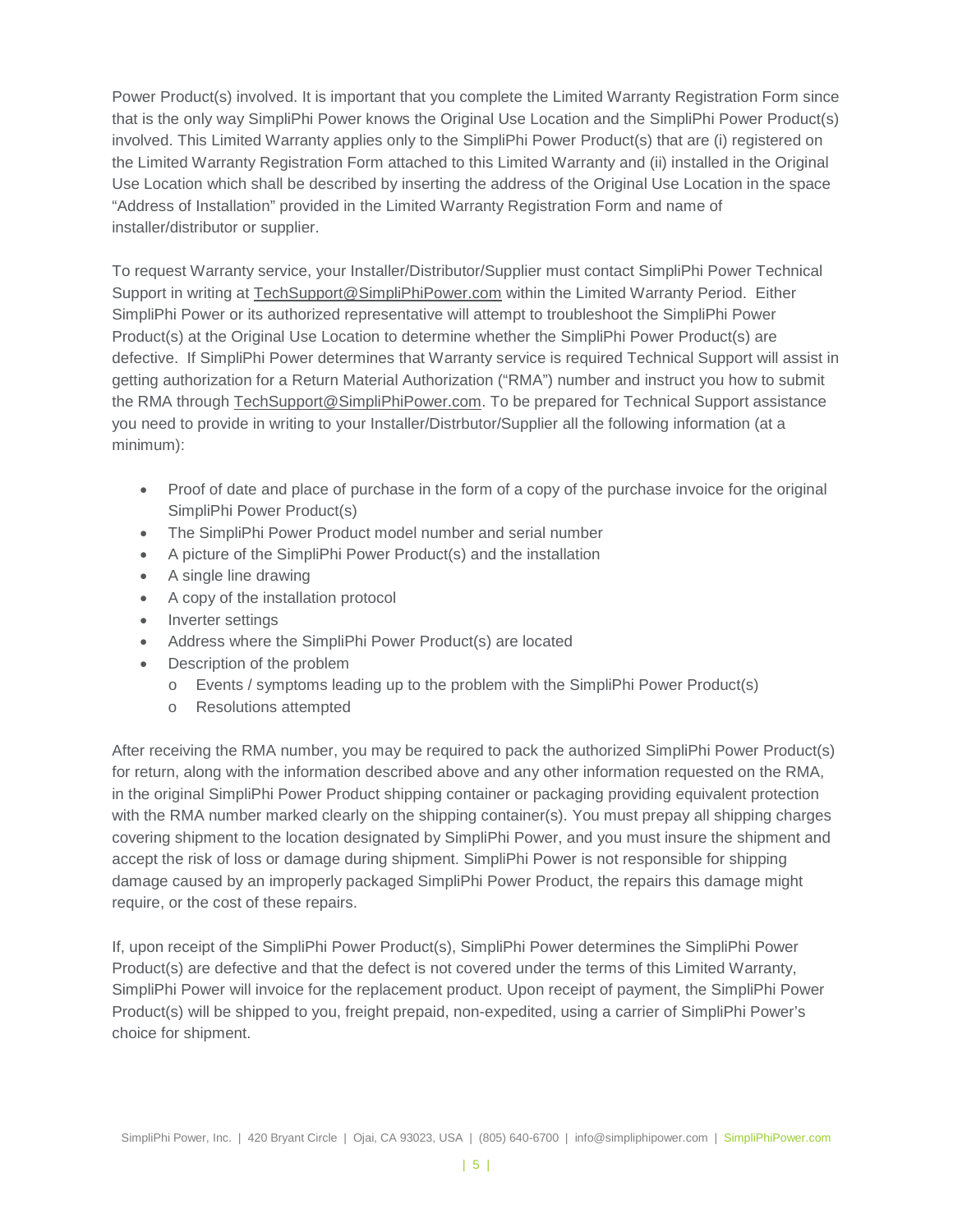Power Product(s) involved. It is important that you complete the Limited Warranty Registration Form since that is the only way SimpliPhi Power knows the Original Use Location and the SimpliPhi Power Product(s) involved. This Limited Warranty applies only to the SimpliPhi Power Product(s) that are (i) registered on the Limited Warranty Registration Form attached to this Limited Warranty and (ii) installed in the Original Use Location which shall be described by inserting the address of the Original Use Location in the space "Address of Installation" provided in the Limited Warranty Registration Form and name of installer/distributor or supplier.

To request Warranty service, your Installer/Distributor/Supplier must contact SimpliPhi Power Technical Support in writing at TechSupport@SimpliPhiPower.com within the Limited Warranty Period. Either SimpliPhi Power or its authorized representative will attempt to troubleshoot the SimpliPhi Power Product(s) at the Original Use Location to determine whether the SimpliPhi Power Product(s) are defective. If SimpliPhi Power determines that Warranty service is required Technical Support will assist in getting authorization for a Return Material Authorization ("RMA") number and instruct you how to submit the RMA through TechSupport@SimpliPhiPower.com. To be prepared for Technical Support assistance you need to provide in writing to your Installer/Distrbutor/Supplier all the following information (at a minimum):

- Proof of date and place of purchase in the form of a copy of the purchase invoice for the original SimpliPhi Power Product(s)
- The SimpliPhi Power Product model number and serial number
- A picture of the SimpliPhi Power Product(s) and the installation
- A single line drawing
- A copy of the installation protocol
- Inverter settings
- Address where the SimpliPhi Power Product(s) are located
- Description of the problem
  - Events / symptoms leading up to the problem with the SimpliPhi Power Product(s)
  - Resolutions attempted

After receiving the RMA number, you may be required to pack the authorized SimpliPhi Power Product(s) for return, along with the information described above and any other information requested on the RMA, in the original SimpliPhi Power Product shipping container or packaging providing equivalent protection with the RMA number marked clearly on the shipping container(s). You must prepay all shipping charges covering shipment to the location designated by SimpliPhi Power, and you must insure the shipment and accept the risk of loss or damage during shipment. SimpliPhi Power is not responsible for shipping damage caused by an improperly packaged SimpliPhi Power Product, the repairs this damage might require, or the cost of these repairs.

If, upon receipt of the SimpliPhi Power Product(s), SimpliPhi Power determines the SimpliPhi Power Product(s) are defective and that the defect is not covered under the terms of this Limited Warranty, SimpliPhi Power will invoice for the replacement product. Upon receipt of payment, the SimpliPhi Power Product(s) will be shipped to you, freight prepaid, non-expedited, using a carrier of SimpliPhi Power's choice for shipment.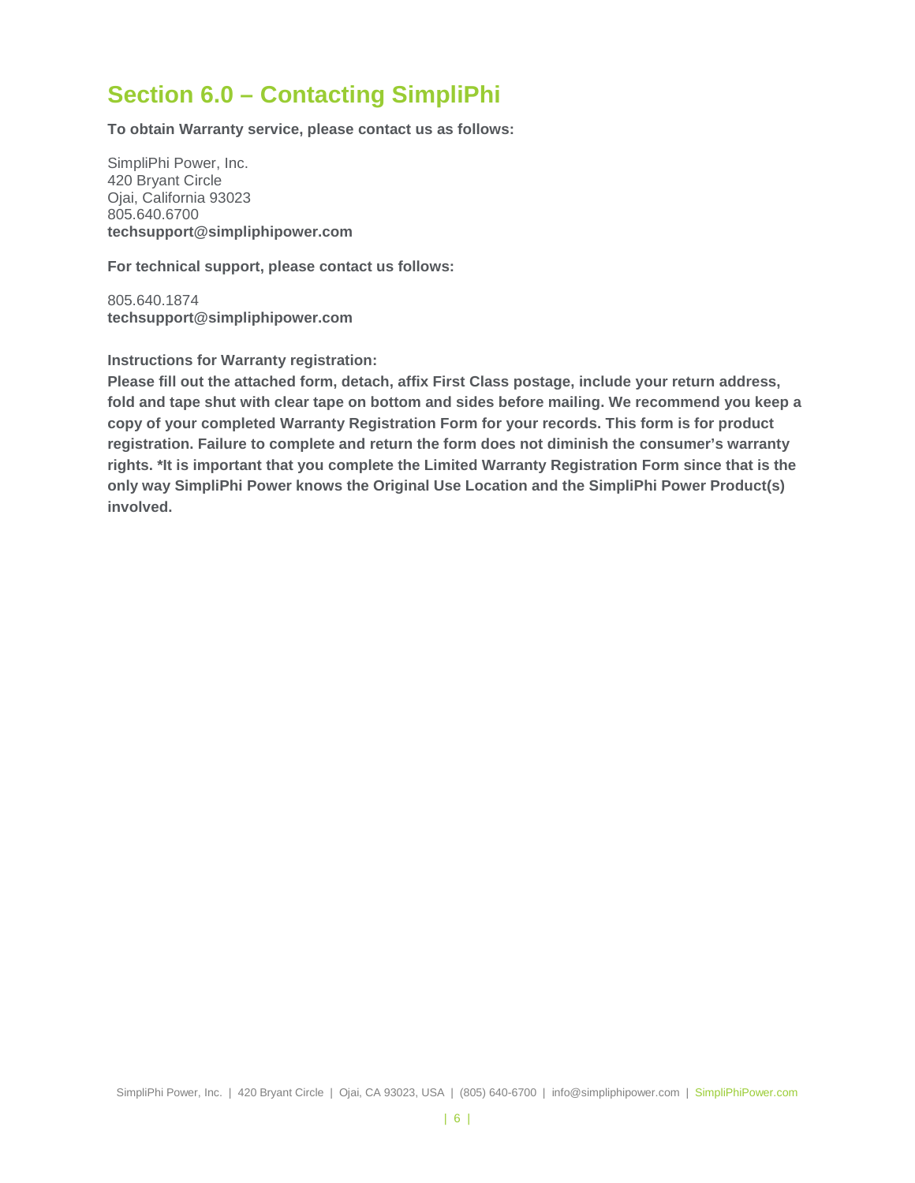## Section 6.0 – Contacting SimpliPhi

**To obtain Warranty service, please contact us as follows:**

SimpliPhi Power, Inc.
420 Bryant Circle
Ojai, California 93023
805.640.6700
**techsupport@simpliphipower.com**

**For technical support, please contact us follows:**

805.640.1874
**techsupport@simpliphipower.com**

**Instructions for Warranty registration:**
**Please fill out the attached form, detach, affix First Class postage, include your return address, fold and tape shut with clear tape on bottom and sides before mailing. We recommend you keep a copy of your completed Warranty Registration Form for your records. This form is for product registration. Failure to complete and return the form does not diminish the consumer's warranty rights. *It is important that you complete the Limited Warranty Registration Form since that is the only way SimpliPhi Power knows the Original Use Location and the SimpliPhi Power Product(s) involved.**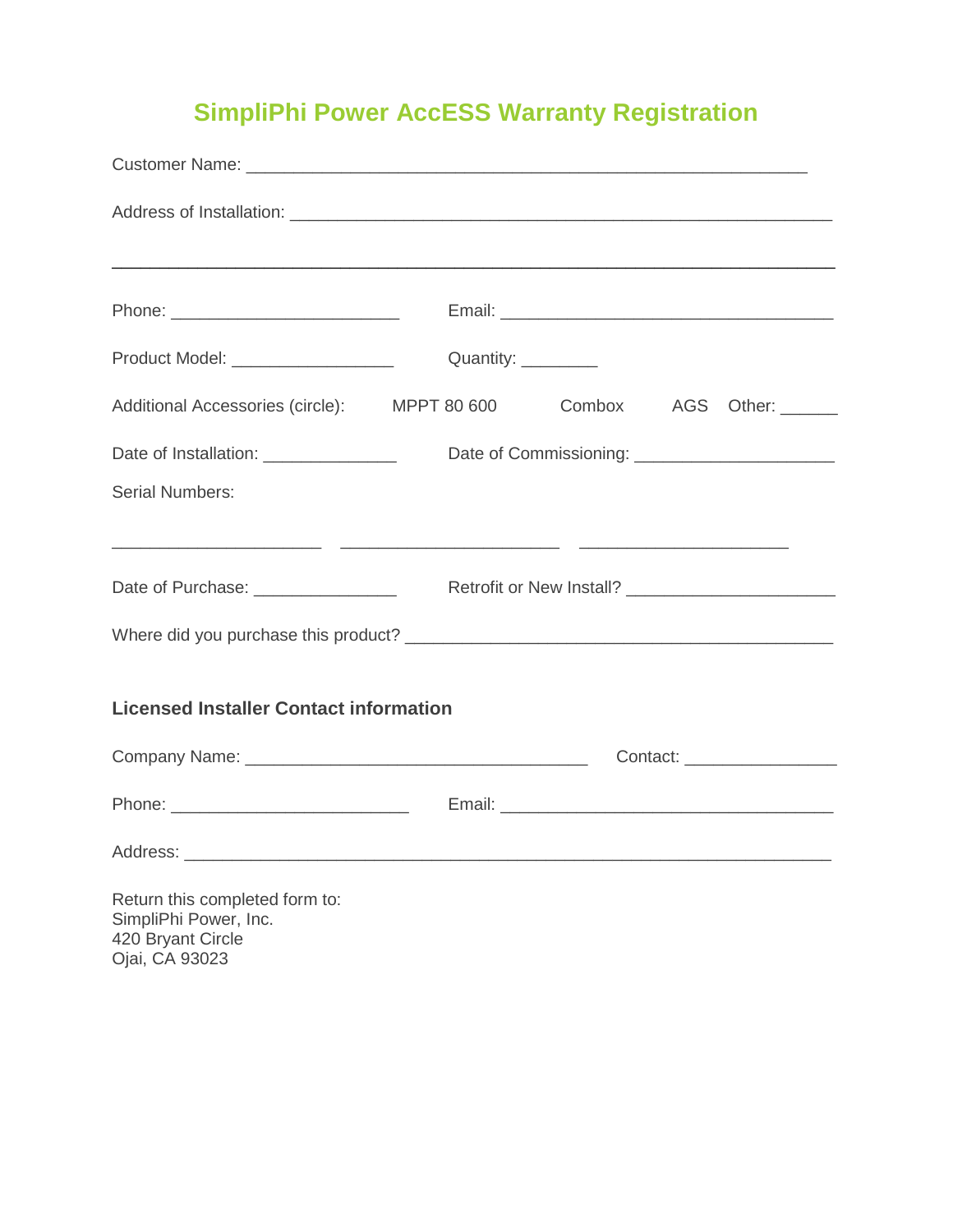# SimpliPhi Power AccESS Warranty Registration

Customer Name: ____________________________________________________________

Address of Installation: ____________________________________________________________

____________________________________________________________________________

Phone: ________________________ Email: ___________________________________

Product Model: _________________ Quantity: ________

Additional Accessories (circle): MPPT 80 600 Combox AGS Other: ______

Date of Installation: ______________ Date of Commissioning: _____________________

Serial Numbers:

______________________ _______________________ ______________________

Date of Purchase: _______________ Retrofit or New Install? _____________________

Where did you purchase this product? _____________________________________________

**Licensed Installer Contact information**

Company Name: ____________________________________ Contact: ________________

Phone: _________________________ Email: ___________________________________

Address: ____________________________________________________________________

Return this completed form to:
SimpliPhi Power, Inc.
420 Bryant Circle
Ojai, CA 93023